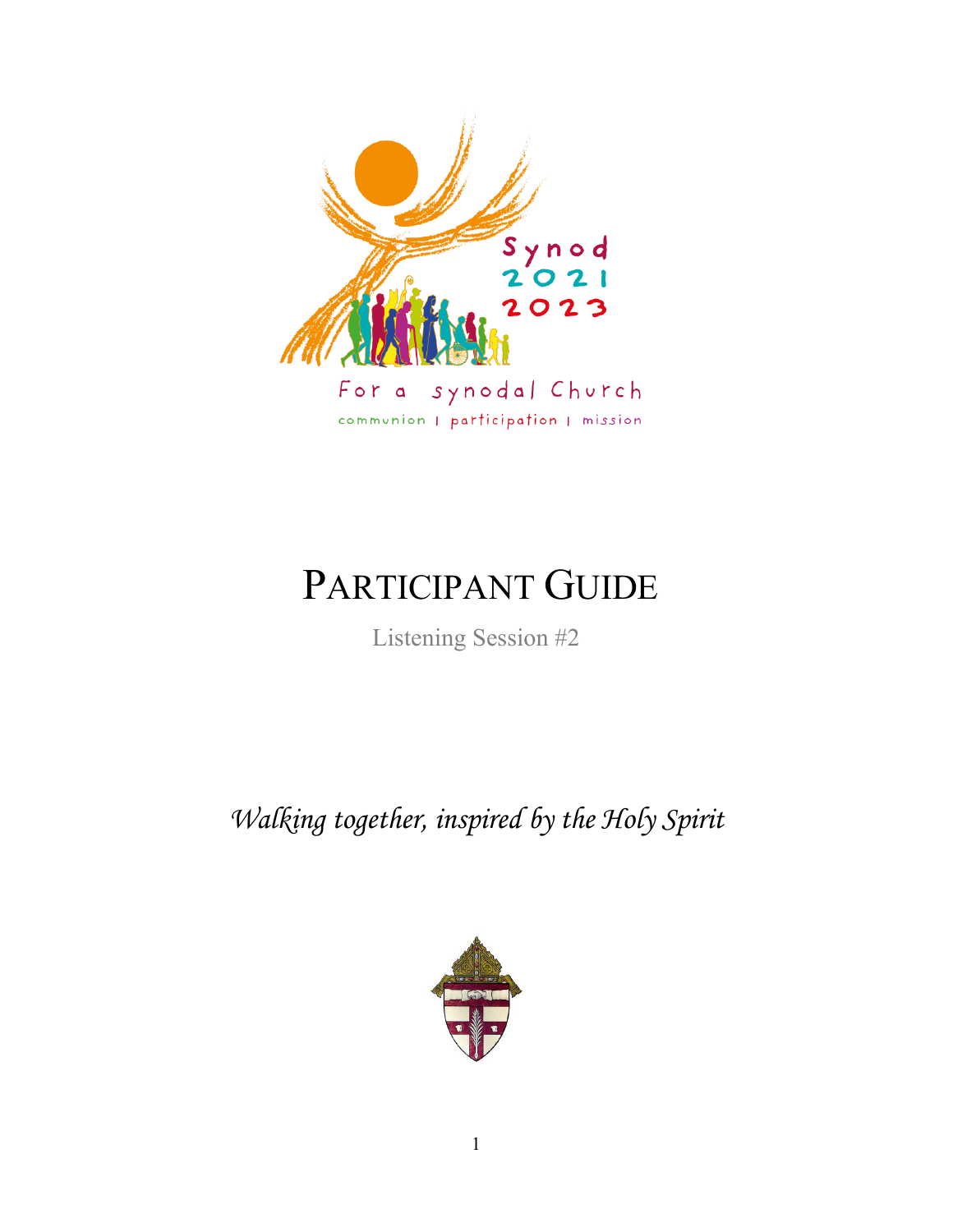Synod 2021 2023

For a synodal Church

communion | participation | mission

# PARTICIPANT GUIDE

Listening Session #2

*Walking together, inspired by the Holy Spirit*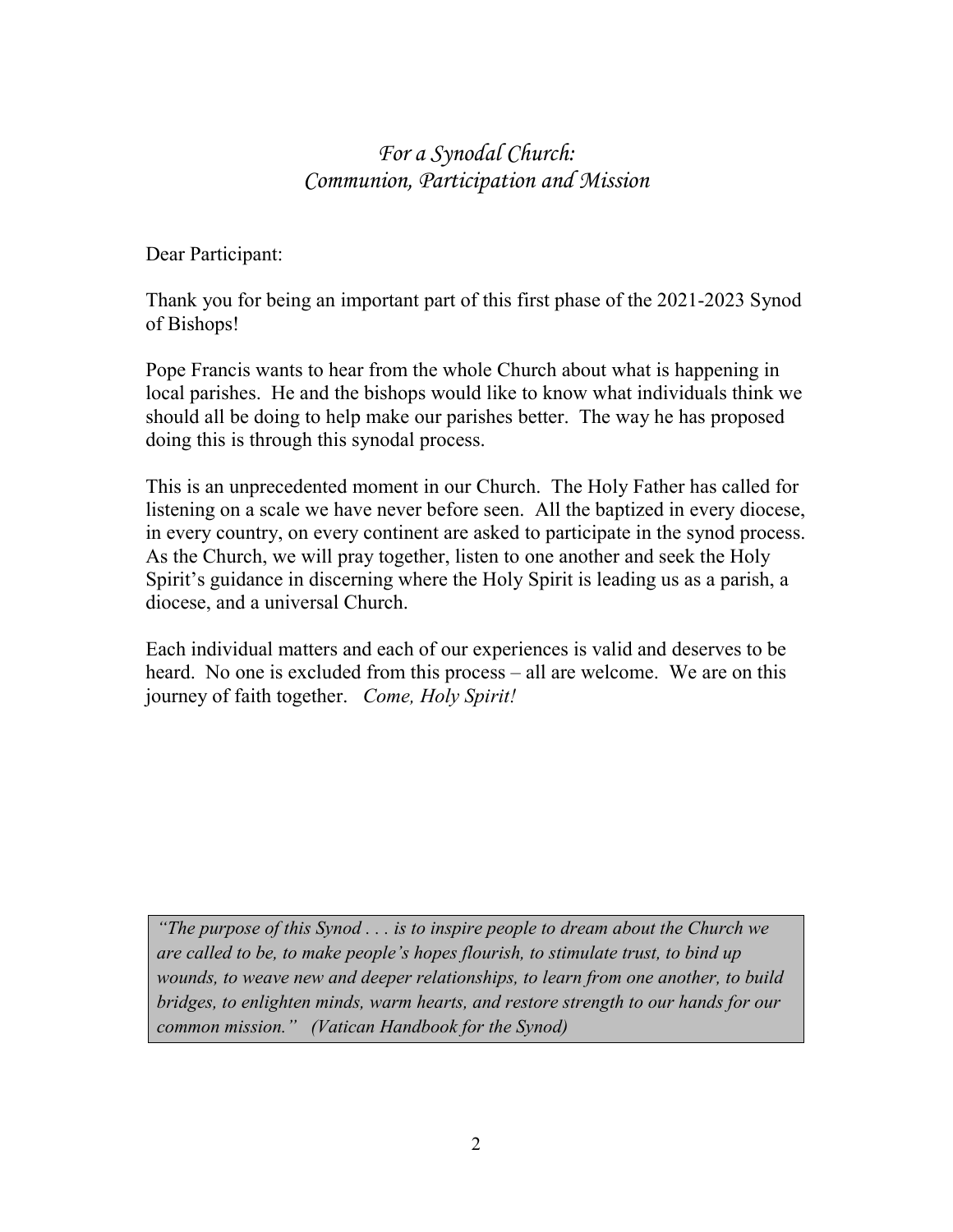# *For a Synodal Church: Communion, Participation and Mission*

Dear Participant:

Thank you for being an important part of this first phase of the 2021-2023 Synod of Bishops!

Pope Francis wants to hear from the whole Church about what is happening in local parishes. He and the bishops would like to know what individuals think we should all be doing to help make our parishes better. The way he has proposed doing this is through this synodal process.

This is an unprecedented moment in our Church. The Holy Father has called for listening on a scale we have never before seen. All the baptized in every diocese, in every country, on every continent are asked to participate in the synod process. As the Church, we will pray together, listen to one another and seek the Holy Spirit's guidance in discerning where the Holy Spirit is leading us as a parish, a diocese, and a universal Church.

Each individual matters and each of our experiences is valid and deserves to be heard. No one is excluded from this process – all are welcome. We are on this journey of faith together. *Come, Holy Spirit!*

> *"The purpose of this Synod . . . is to inspire people to dream about the Church we are called to be, to make people's hopes flourish, to stimulate trust, to bind up wounds, to weave new and deeper relationships, to learn from one another, to build bridges, to enlighten minds, warm hearts, and restore strength to our hands for our common mission." (Vatican Handbook for the Synod)*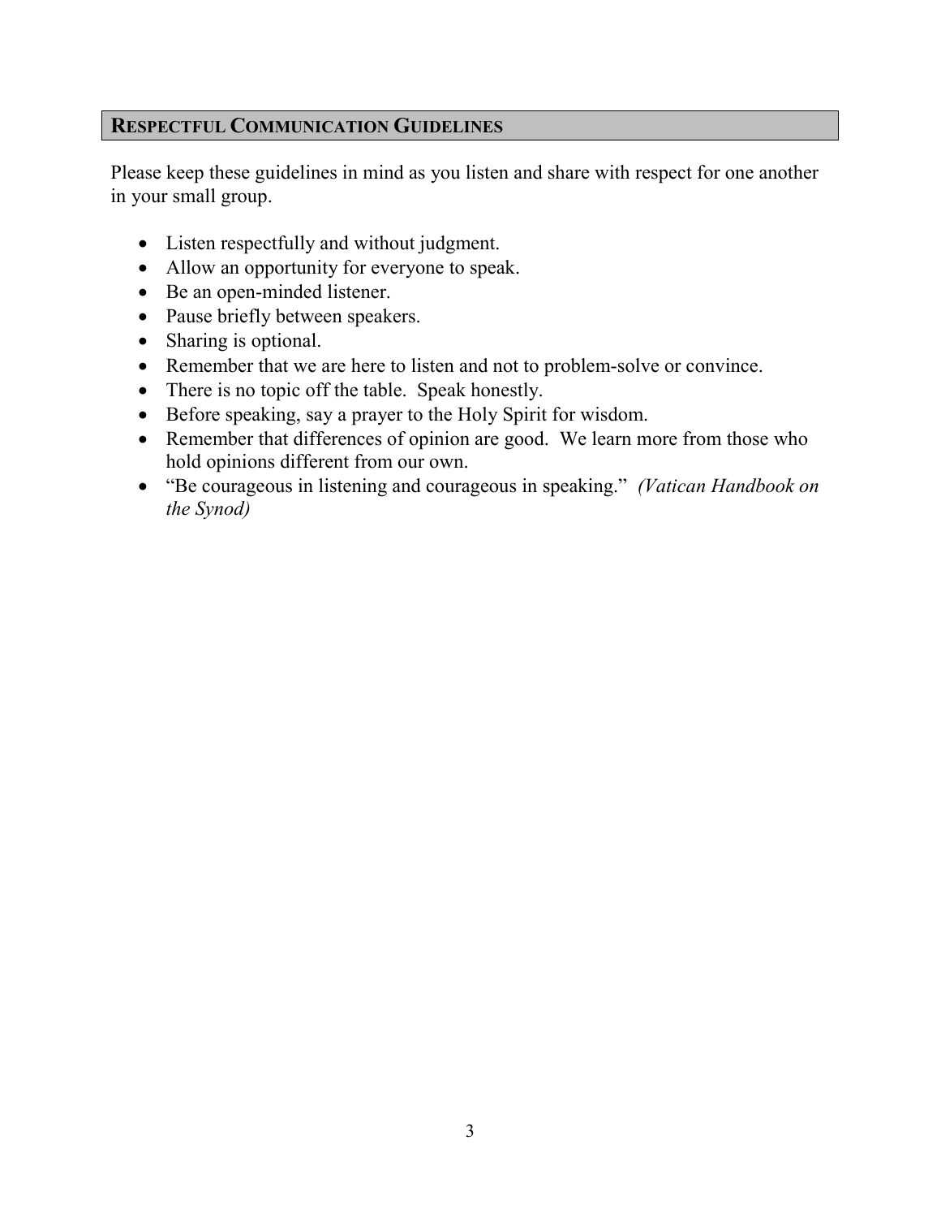## Respectful Communication Guidelines

Please keep these guidelines in mind as you listen and share with respect for one another in your small group.

- Listen respectfully and without judgment.
- Allow an opportunity for everyone to speak.
- Be an open-minded listener.
- Pause briefly between speakers.
- Sharing is optional.
- Remember that we are here to listen and not to problem-solve or convince.
- There is no topic off the table.  Speak honestly.
- Before speaking, say a prayer to the Holy Spirit for wisdom.
- Remember that differences of opinion are good.  We learn more from those who hold opinions different from our own.
- "Be courageous in listening and courageous in speaking."  *(Vatican Handbook on the Synod)*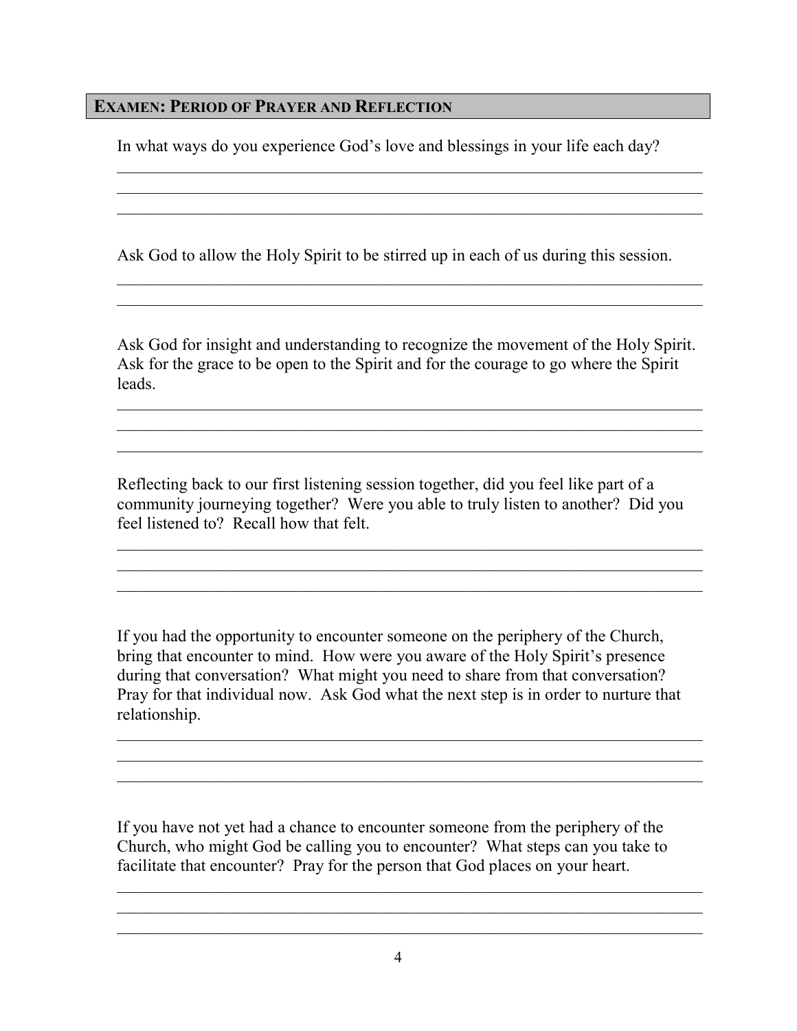## Examen: Period of Prayer and Reflection

In what ways do you experience God's love and blessings in your life each day?

Ask God to allow the Holy Spirit to be stirred up in each of us during this session.

Ask God for insight and understanding to recognize the movement of the Holy Spirit. Ask for the grace to be open to the Spirit and for the courage to go where the Spirit leads.

Reflecting back to our first listening session together, did you feel like part of a community journeying together? Were you able to truly listen to another? Did you feel listened to? Recall how that felt.

If you had the opportunity to encounter someone on the periphery of the Church, bring that encounter to mind. How were you aware of the Holy Spirit's presence during that conversation? What might you need to share from that conversation? Pray for that individual now. Ask God what the next step is in order to nurture that relationship.

If you have not yet had a chance to encounter someone from the periphery of the Church, who might God be calling you to encounter? What steps can you take to facilitate that encounter? Pray for the person that God places on your heart.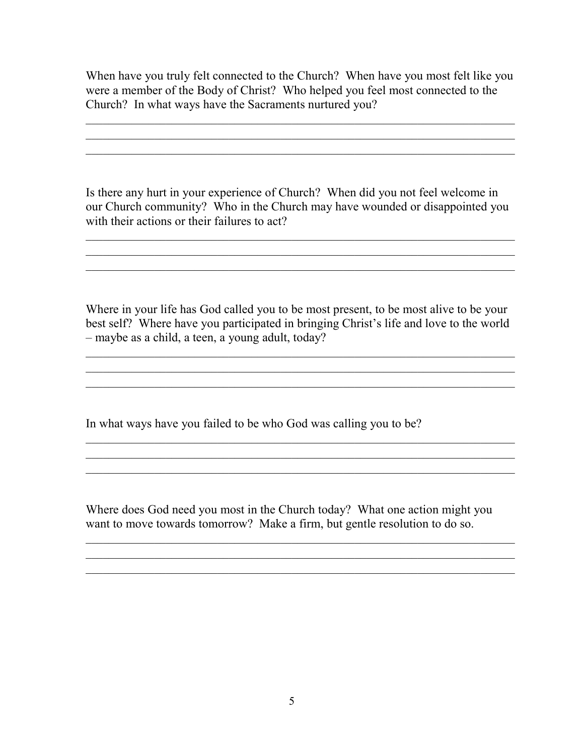When have you truly felt connected to the Church? When have you most felt like you were a member of the Body of Christ? Who helped you feel most connected to the Church? In what ways have the Sacraments nurtured you?

_______________________________________________________________________
_______________________________________________________________________
_______________________________________________________________________

Is there any hurt in your experience of Church? When did you not feel welcome in our Church community? Who in the Church may have wounded or disappointed you with their actions or their failures to act?

_______________________________________________________________________
_______________________________________________________________________
_______________________________________________________________________

Where in your life has God called you to be most present, to be most alive to be your best self? Where have you participated in bringing Christ's life and love to the world – maybe as a child, a teen, a young adult, today?

_______________________________________________________________________
_______________________________________________________________________
_______________________________________________________________________

In what ways have you failed to be who God was calling you to be?

_______________________________________________________________________
_______________________________________________________________________
_______________________________________________________________________

Where does God need you most in the Church today? What one action might you want to move towards tomorrow? Make a firm, but gentle resolution to do so.

_______________________________________________________________________
_______________________________________________________________________
_______________________________________________________________________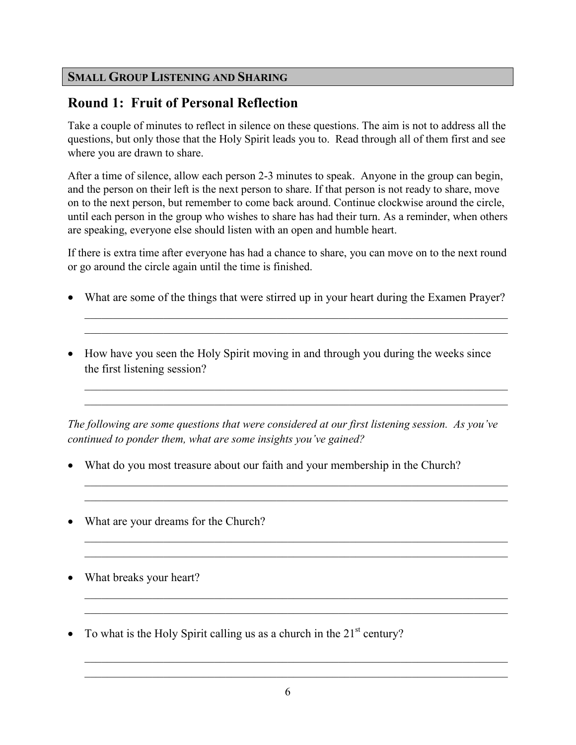## SMALL GROUP LISTENING AND SHARING

### Round 1: Fruit of Personal Reflection

Take a couple of minutes to reflect in silence on these questions. The aim is not to address all the questions, but only those that the Holy Spirit leads you to. Read through all of them first and see where you are drawn to share.

After a time of silence, allow each person 2-3 minutes to speak. Anyone in the group can begin, and the person on their left is the next person to share. If that person is not ready to share, move on to the next person, but remember to come back around. Continue clockwise around the circle, until each person in the group who wishes to share has had their turn. As a reminder, when others are speaking, everyone else should listen with an open and humble heart.

If there is extra time after everyone has had a chance to share, you can move on to the next round or go around the circle again until the time is finished.

- What are some of the things that were stirred up in your heart during the Examen Prayer?

  \_\_\_\_\_\_\_\_\_\_\_\_\_\_\_\_\_\_\_\_\_\_\_\_\_\_\_\_\_\_\_\_\_\_\_\_\_\_\_\_\_\_\_\_\_\_\_\_\_\_\_\_\_\_\_\_\_\_\_\_
  \_\_\_\_\_\_\_\_\_\_\_\_\_\_\_\_\_\_\_\_\_\_\_\_\_\_\_\_\_\_\_\_\_\_\_\_\_\_\_\_\_\_\_\_\_\_\_\_\_\_\_\_\_\_\_\_\_\_\_\_

- How have you seen the Holy Spirit moving in and through you during the weeks since the first listening session?

  \_\_\_\_\_\_\_\_\_\_\_\_\_\_\_\_\_\_\_\_\_\_\_\_\_\_\_\_\_\_\_\_\_\_\_\_\_\_\_\_\_\_\_\_\_\_\_\_\_\_\_\_\_\_\_\_\_\_\_\_
  \_\_\_\_\_\_\_\_\_\_\_\_\_\_\_\_\_\_\_\_\_\_\_\_\_\_\_\_\_\_\_\_\_\_\_\_\_\_\_\_\_\_\_\_\_\_\_\_\_\_\_\_\_\_\_\_\_\_\_\_

*The following are some questions that were considered at our first listening session. As you've continued to ponder them, what are some insights you've gained?*

- What do you most treasure about our faith and your membership in the Church?

  \_\_\_\_\_\_\_\_\_\_\_\_\_\_\_\_\_\_\_\_\_\_\_\_\_\_\_\_\_\_\_\_\_\_\_\_\_\_\_\_\_\_\_\_\_\_\_\_\_\_\_\_\_\_\_\_\_\_\_\_
  \_\_\_\_\_\_\_\_\_\_\_\_\_\_\_\_\_\_\_\_\_\_\_\_\_\_\_\_\_\_\_\_\_\_\_\_\_\_\_\_\_\_\_\_\_\_\_\_\_\_\_\_\_\_\_\_\_\_\_\_

- What are your dreams for the Church?

  \_\_\_\_\_\_\_\_\_\_\_\_\_\_\_\_\_\_\_\_\_\_\_\_\_\_\_\_\_\_\_\_\_\_\_\_\_\_\_\_\_\_\_\_\_\_\_\_\_\_\_\_\_\_\_\_\_\_\_\_
  \_\_\_\_\_\_\_\_\_\_\_\_\_\_\_\_\_\_\_\_\_\_\_\_\_\_\_\_\_\_\_\_\_\_\_\_\_\_\_\_\_\_\_\_\_\_\_\_\_\_\_\_\_\_\_\_\_\_\_\_

- What breaks your heart?

  \_\_\_\_\_\_\_\_\_\_\_\_\_\_\_\_\_\_\_\_\_\_\_\_\_\_\_\_\_\_\_\_\_\_\_\_\_\_\_\_\_\_\_\_\_\_\_\_\_\_\_\_\_\_\_\_\_\_\_\_
  \_\_\_\_\_\_\_\_\_\_\_\_\_\_\_\_\_\_\_\_\_\_\_\_\_\_\_\_\_\_\_\_\_\_\_\_\_\_\_\_\_\_\_\_\_\_\_\_\_\_\_\_\_\_\_\_\_\_\_\_

- To what is the Holy Spirit calling us as a church in the 21st century?

  \_\_\_\_\_\_\_\_\_\_\_\_\_\_\_\_\_\_\_\_\_\_\_\_\_\_\_\_\_\_\_\_\_\_\_\_\_\_\_\_\_\_\_\_\_\_\_\_\_\_\_\_\_\_\_\_\_\_\_\_
  \_\_\_\_\_\_\_\_\_\_\_\_\_\_\_\_\_\_\_\_\_\_\_\_\_\_\_\_\_\_\_\_\_\_\_\_\_\_\_\_\_\_\_\_\_\_\_\_\_\_\_\_\_\_\_\_\_\_\_\_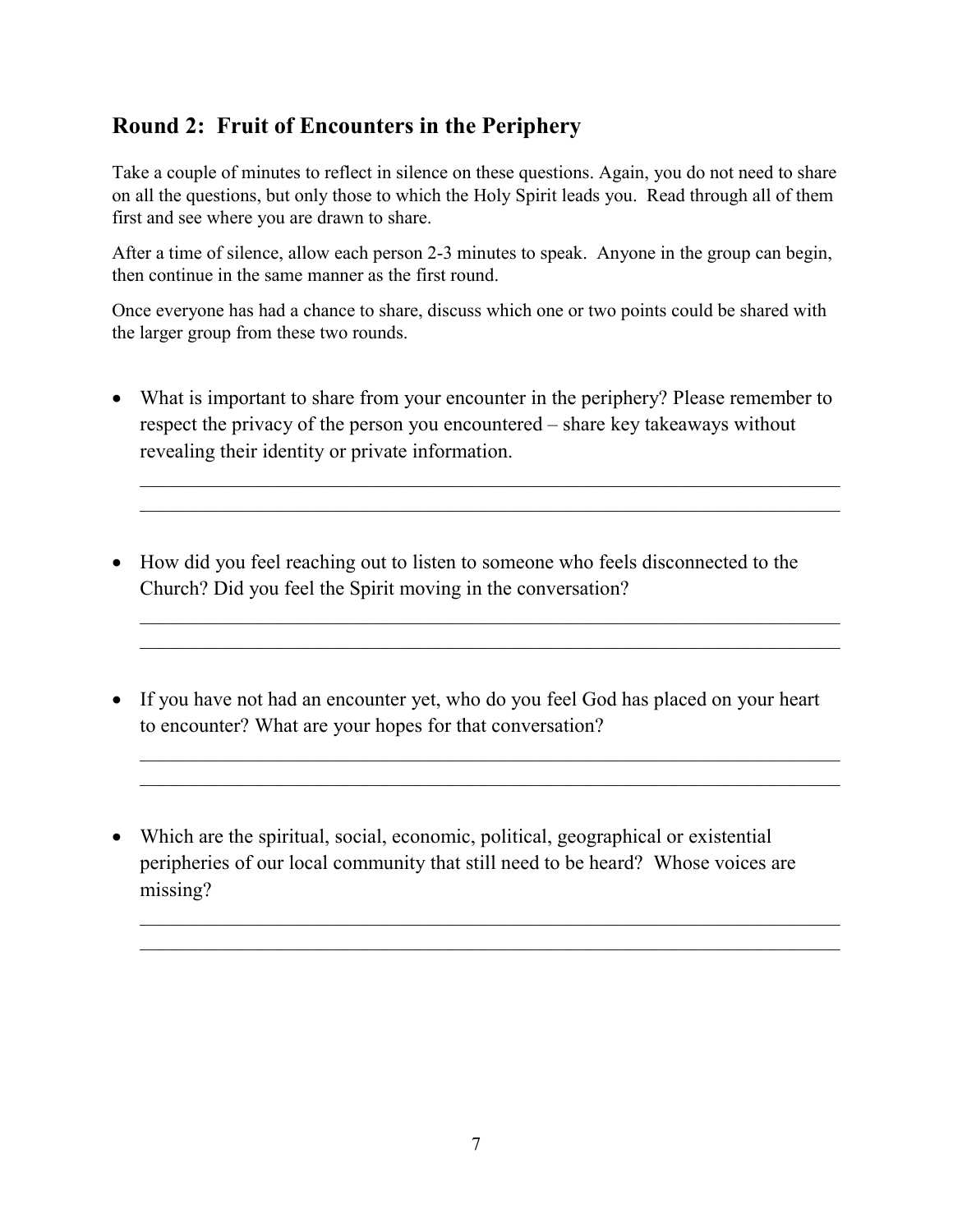## Round 2: Fruit of Encounters in the Periphery

Take a couple of minutes to reflect in silence on these questions. Again, you do not need to share on all the questions, but only those to which the Holy Spirit leads you. Read through all of them first and see where you are drawn to share.

After a time of silence, allow each person 2-3 minutes to speak. Anyone in the group can begin, then continue in the same manner as the first round.

Once everyone has had a chance to share, discuss which one or two points could be shared with the larger group from these two rounds.

- What is important to share from your encounter in the periphery? Please remember to respect the privacy of the person you encountered – share key takeaways without revealing their identity or private information.

  \_\_\_\_\_\_\_\_\_\_\_\_\_\_\_\_\_\_\_\_\_\_\_\_\_\_\_\_\_\_\_\_\_\_\_\_\_\_\_\_\_\_\_\_\_\_\_\_\_\_\_\_\_\_\_\_\_\_\_\_\_\_\_\_\_\_\_\_\_\_
  \_\_\_\_\_\_\_\_\_\_\_\_\_\_\_\_\_\_\_\_\_\_\_\_\_\_\_\_\_\_\_\_\_\_\_\_\_\_\_\_\_\_\_\_\_\_\_\_\_\_\_\_\_\_\_\_\_\_\_\_\_\_\_\_\_\_\_\_\_\_

- How did you feel reaching out to listen to someone who feels disconnected to the Church? Did you feel the Spirit moving in the conversation?

  \_\_\_\_\_\_\_\_\_\_\_\_\_\_\_\_\_\_\_\_\_\_\_\_\_\_\_\_\_\_\_\_\_\_\_\_\_\_\_\_\_\_\_\_\_\_\_\_\_\_\_\_\_\_\_\_\_\_\_\_\_\_\_\_\_\_\_\_\_\_
  \_\_\_\_\_\_\_\_\_\_\_\_\_\_\_\_\_\_\_\_\_\_\_\_\_\_\_\_\_\_\_\_\_\_\_\_\_\_\_\_\_\_\_\_\_\_\_\_\_\_\_\_\_\_\_\_\_\_\_\_\_\_\_\_\_\_\_\_\_\_

- If you have not had an encounter yet, who do you feel God has placed on your heart to encounter? What are your hopes for that conversation?

  \_\_\_\_\_\_\_\_\_\_\_\_\_\_\_\_\_\_\_\_\_\_\_\_\_\_\_\_\_\_\_\_\_\_\_\_\_\_\_\_\_\_\_\_\_\_\_\_\_\_\_\_\_\_\_\_\_\_\_\_\_\_\_\_\_\_\_\_\_\_
  \_\_\_\_\_\_\_\_\_\_\_\_\_\_\_\_\_\_\_\_\_\_\_\_\_\_\_\_\_\_\_\_\_\_\_\_\_\_\_\_\_\_\_\_\_\_\_\_\_\_\_\_\_\_\_\_\_\_\_\_\_\_\_\_\_\_\_\_\_\_

- Which are the spiritual, social, economic, political, geographical or existential peripheries of our local community that still need to be heard? Whose voices are missing?

  \_\_\_\_\_\_\_\_\_\_\_\_\_\_\_\_\_\_\_\_\_\_\_\_\_\_\_\_\_\_\_\_\_\_\_\_\_\_\_\_\_\_\_\_\_\_\_\_\_\_\_\_\_\_\_\_\_\_\_\_\_\_\_\_\_\_\_\_\_\_
  \_\_\_\_\_\_\_\_\_\_\_\_\_\_\_\_\_\_\_\_\_\_\_\_\_\_\_\_\_\_\_\_\_\_\_\_\_\_\_\_\_\_\_\_\_\_\_\_\_\_\_\_\_\_\_\_\_\_\_\_\_\_\_\_\_\_\_\_\_\_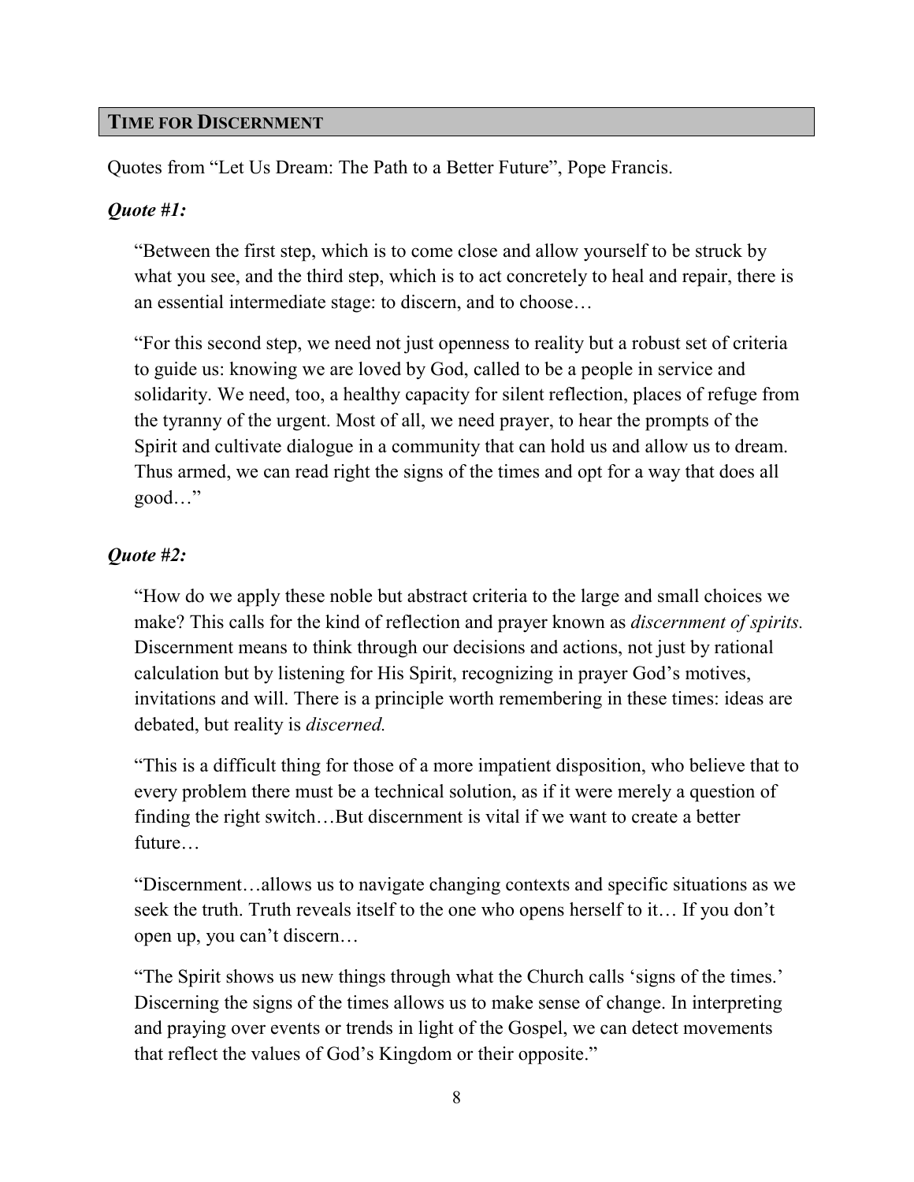## TIME FOR DISCERNMENT

Quotes from "Let Us Dream: The Path to a Better Future", Pope Francis.

***Quote #1:***

"Between the first step, which is to come close and allow yourself to be struck by what you see, and the third step, which is to act concretely to heal and repair, there is an essential intermediate stage: to discern, and to choose…

"For this second step, we need not just openness to reality but a robust set of criteria to guide us: knowing we are loved by God, called to be a people in service and solidarity. We need, too, a healthy capacity for silent reflection, places of refuge from the tyranny of the urgent. Most of all, we need prayer, to hear the prompts of the Spirit and cultivate dialogue in a community that can hold us and allow us to dream. Thus armed, we can read right the signs of the times and opt for a way that does all good…"

***Quote #2:***

"How do we apply these noble but abstract criteria to the large and small choices we make? This calls for the kind of reflection and prayer known as *discernment of spirits.* Discernment means to think through our decisions and actions, not just by rational calculation but by listening for His Spirit, recognizing in prayer God's motives, invitations and will. There is a principle worth remembering in these times: ideas are debated, but reality is *discerned.*

"This is a difficult thing for those of a more impatient disposition, who believe that to every problem there must be a technical solution, as if it were merely a question of finding the right switch…But discernment is vital if we want to create a better future…

"Discernment…allows us to navigate changing contexts and specific situations as we seek the truth. Truth reveals itself to the one who opens herself to it… If you don't open up, you can't discern…

"The Spirit shows us new things through what the Church calls 'signs of the times.' Discerning the signs of the times allows us to make sense of change. In interpreting and praying over events or trends in light of the Gospel, we can detect movements that reflect the values of God's Kingdom or their opposite."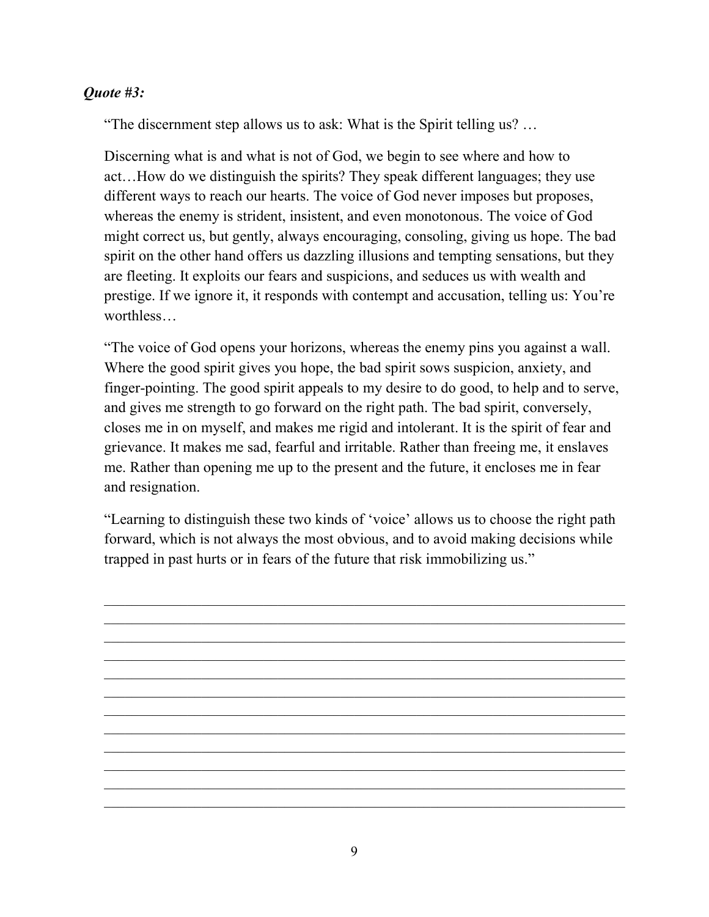***Quote #3:***

"The discernment step allows us to ask: What is the Spirit telling us? …

Discerning what is and what is not of God, we begin to see where and how to act…How do we distinguish the spirits? They speak different languages; they use different ways to reach our hearts. The voice of God never imposes but proposes, whereas the enemy is strident, insistent, and even monotonous. The voice of God might correct us, but gently, always encouraging, consoling, giving us hope. The bad spirit on the other hand offers us dazzling illusions and tempting sensations, but they are fleeting. It exploits our fears and suspicions, and seduces us with wealth and prestige. If we ignore it, it responds with contempt and accusation, telling us: You're worthless…

"The voice of God opens your horizons, whereas the enemy pins you against a wall. Where the good spirit gives you hope, the bad spirit sows suspicion, anxiety, and finger-pointing. The good spirit appeals to my desire to do good, to help and to serve, and gives me strength to go forward on the right path. The bad spirit, conversely, closes me in on myself, and makes me rigid and intolerant. It is the spirit of fear and grievance. It makes me sad, fearful and irritable. Rather than freeing me, it enslaves me. Rather than opening me up to the present and the future, it encloses me in fear and resignation.

"Learning to distinguish these two kinds of 'voice' allows us to choose the right path forward, which is not always the most obvious, and to avoid making decisions while trapped in past hurts or in fears of the future that risk immobilizing us."

____________________________________________________________________________
____________________________________________________________________________
____________________________________________________________________________
____________________________________________________________________________
____________________________________________________________________________
____________________________________________________________________________
____________________________________________________________________________
____________________________________________________________________________
____________________________________________________________________________
____________________________________________________________________________
____________________________________________________________________________
____________________________________________________________________________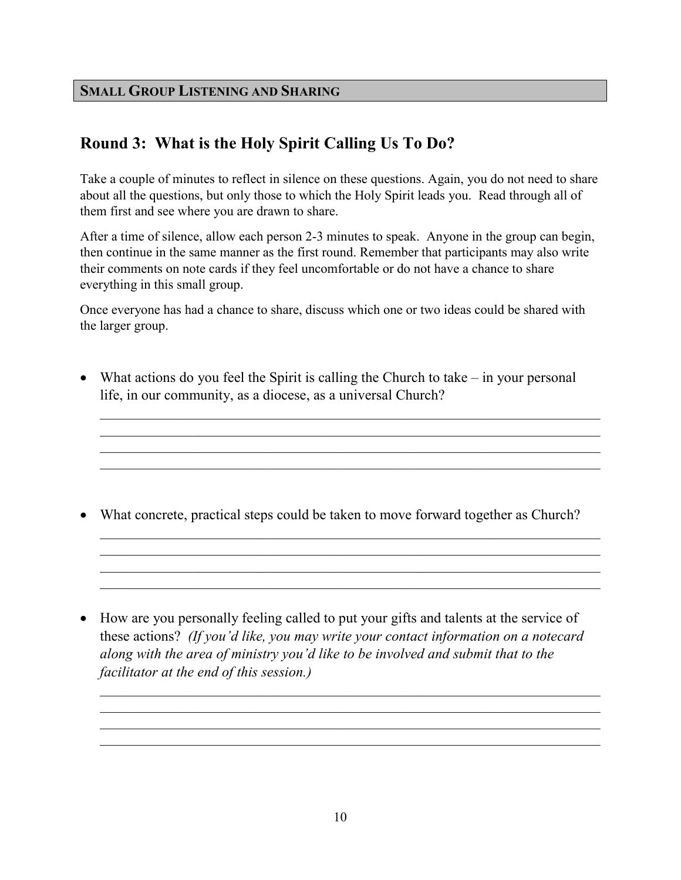## Small Group Listening and Sharing

## Round 3: What is the Holy Spirit Calling Us To Do?

Take a couple of minutes to reflect in silence on these questions. Again, you do not need to share about all the questions, but only those to which the Holy Spirit leads you. Read through all of them first and see where you are drawn to share.

After a time of silence, allow each person 2-3 minutes to speak. Anyone in the group can begin, then continue in the same manner as the first round. Remember that participants may also write their comments on note cards if they feel uncomfortable or do not have a chance to share everything in this small group.

Once everyone has had a chance to share, discuss which one or two ideas could be shared with the larger group.

- What actions do you feel the Spirit is calling the Church to take – in your personal life, in our community, as a diocese, as a universal Church?

  ______________________________________________________________________
  ______________________________________________________________________
  ______________________________________________________________________
  ______________________________________________________________________

- What concrete, practical steps could be taken to move forward together as Church?

  ______________________________________________________________________
  ______________________________________________________________________
  ______________________________________________________________________
  ______________________________________________________________________

- How are you personally feeling called to put your gifts and talents at the service of these actions? *(If you'd like, you may write your contact information on a notecard along with the area of ministry you'd like to be involved and submit that to the facilitator at the end of this session.)*

  ______________________________________________________________________
  ______________________________________________________________________
  ______________________________________________________________________
  ______________________________________________________________________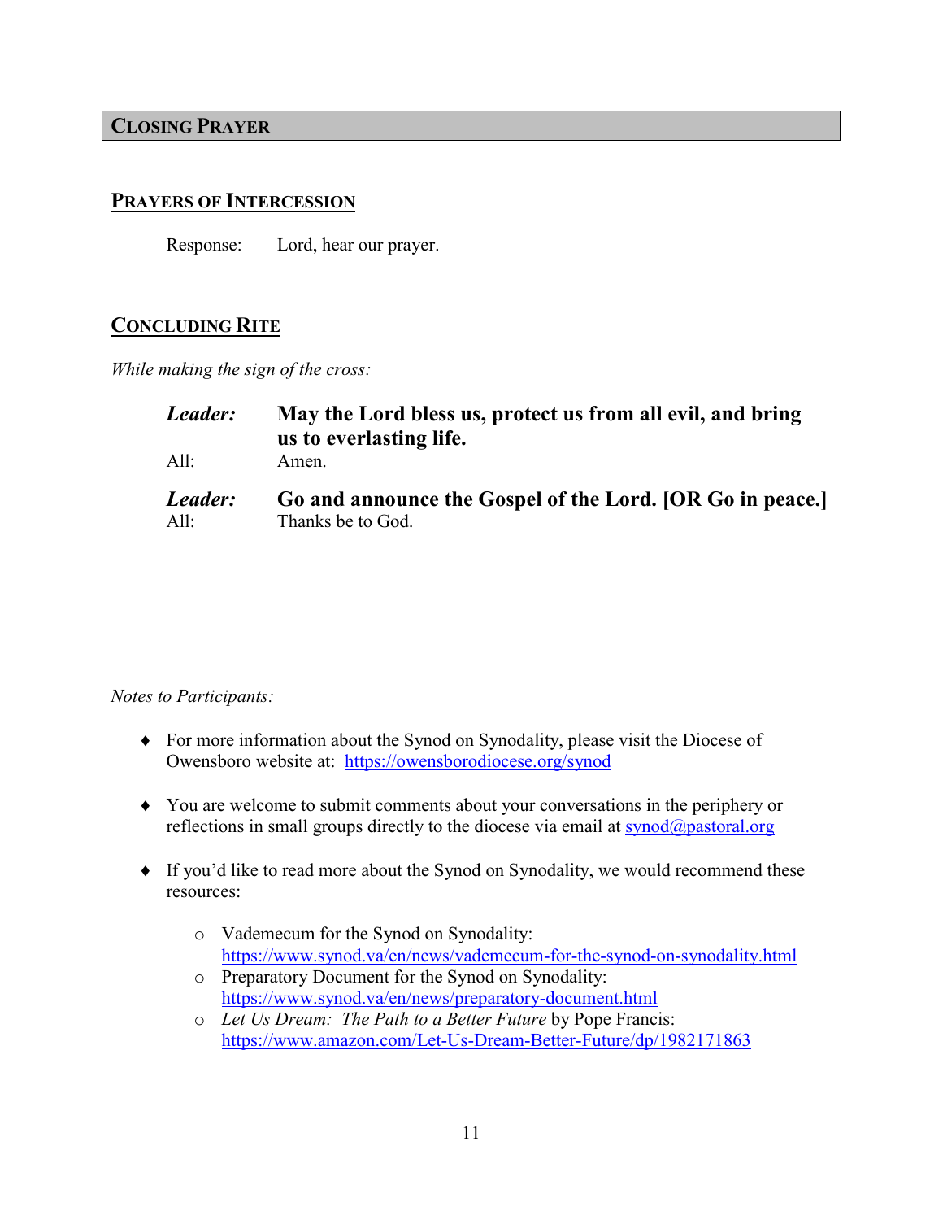## CLOSING PRAYER

### PRAYERS OF INTERCESSION

Response: Lord, hear our prayer.

### CONCLUDING RITE

*While making the sign of the cross:*

***Leader:*** **May the Lord bless us, protect us from all evil, and bring us to everlasting life.**
All: Amen.

***Leader:*** **Go and announce the Gospel of the Lord. [OR Go in peace.]**
All: Thanks be to God.

*Notes to Participants:*

- For more information about the Synod on Synodality, please visit the Diocese of Owensboro website at: https://owensborodiocese.org/synod

- You are welcome to submit comments about your conversations in the periphery or reflections in small groups directly to the diocese via email at synod@pastoral.org

- If you'd like to read more about the Synod on Synodality, we would recommend these resources:

  - Vademecum for the Synod on Synodality: https://www.synod.va/en/news/vademecum-for-the-synod-on-synodality.html
  - Preparatory Document for the Synod on Synodality: https://www.synod.va/en/news/preparatory-document.html
  - *Let Us Dream: The Path to a Better Future* by Pope Francis: https://www.amazon.com/Let-Us-Dream-Better-Future/dp/1982171863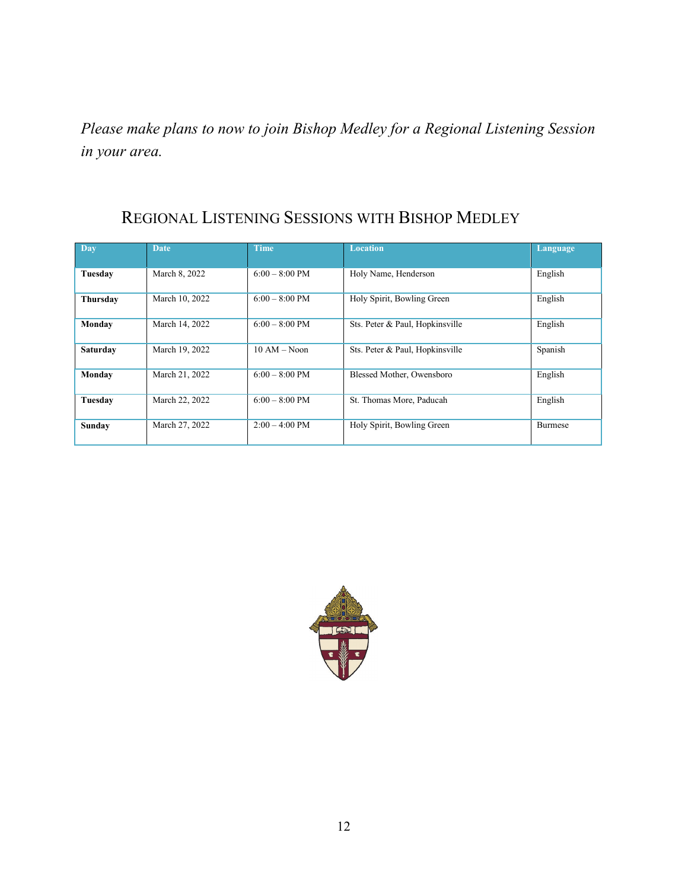*Please make plans to now to join Bishop Medley for a Regional Listening Session in your area.*

## Regional Listening Sessions with Bishop Medley

| Day | Date | Time | Location | Language |
|---|---|---|---|---|
| **Tuesday** | March 8, 2022 | 6:00 – 8:00 PM | Holy Name, Henderson | English |
| **Thursday** | March 10, 2022 | 6:00 – 8:00 PM | Holy Spirit, Bowling Green | English |
| **Monday** | March 14, 2022 | 6:00 – 8:00 PM | Sts. Peter & Paul, Hopkinsville | English |
| **Saturday** | March 19, 2022 | 10 AM – Noon | Sts. Peter & Paul, Hopkinsville | Spanish |
| **Monday** | March 21, 2022 | 6:00 – 8:00 PM | Blessed Mother, Owensboro | English |
| **Tuesday** | March 22, 2022 | 6:00 – 8:00 PM | St. Thomas More, Paducah | English |
| **Sunday** | March 27, 2022 | 2:00 – 4:00 PM | Holy Spirit, Bowling Green | Burmese |